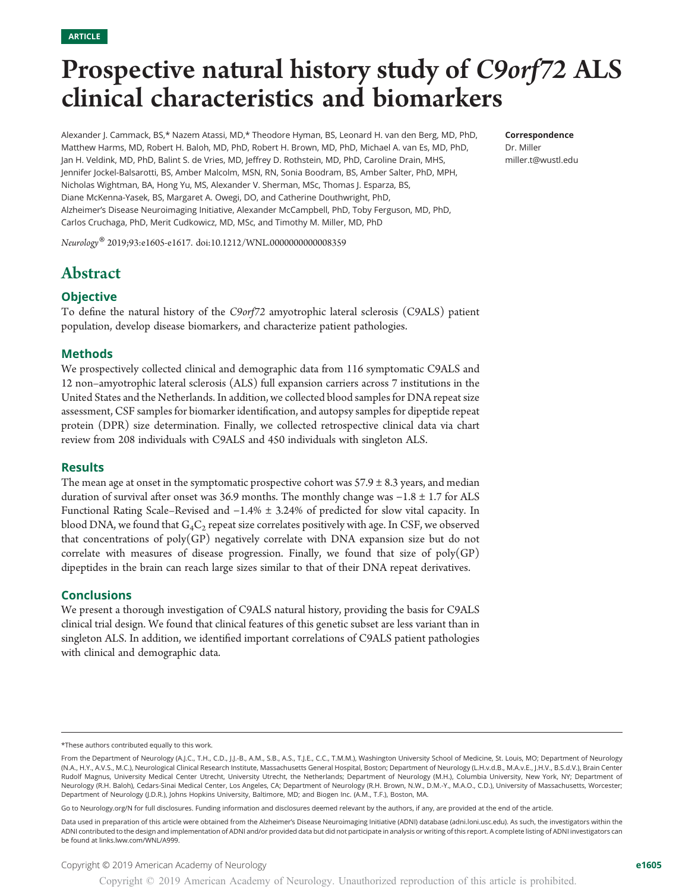ARTICLE

# Prospective natural history study of *C9orf72* ALS clinical characteristics and biomarkers

Alexander J. Cammack, BS,* Nazem Atassi, MD,* Theodore Hyman, BS, Leonard H. van den Berg, MD, PhD, Matthew Harms, MD, Robert H. Baloh, MD, PhD, Robert H. Brown, MD, PhD, Michael A. van Es, MD, PhD, Jan H. Veldink, MD, PhD, Balint S. de Vries, MD, Jeffrey D. Rothstein, MD, PhD, Caroline Drain, MHS, Jennifer Jockel-Balsarotti, BS, Amber Malcolm, MSN, RN, Sonia Boodram, BS, Amber Salter, PhD, MPH, Nicholas Wightman, BA, Hong Yu, MS, Alexander V. Sherman, MSc, Thomas J. Esparza, BS, Diane McKenna-Yasek, BS, Margaret A. Owegi, DO, and Catherine Douthwright, PhD, Alzheimer's Disease Neuroimaging Initiative, Alexander McCampbell, PhD, Toby Ferguson, MD, PhD, Carlos Cruchaga, PhD, Merit Cudkowicz, MD, MSc, and Timothy M. Miller, MD, PhD

*Neurology*® 2019;93:e1605-e1617. doi:10.1212/WNL.0000000000008359

**Correspondence**
Dr. Miller
miller.t@wustl.edu

# Abstract

### Objective

To define the natural history of the *C9orf72* amyotrophic lateral sclerosis (C9ALS) patient population, develop disease biomarkers, and characterize patient pathologies.

### Methods

We prospectively collected clinical and demographic data from 116 symptomatic C9ALS and 12 non–amyotrophic lateral sclerosis (ALS) full expansion carriers across 7 institutions in the United States and the Netherlands. In addition, we collected blood samples for DNA repeat size assessment, CSF samples for biomarker identification, and autopsy samples for dipeptide repeat protein (DPR) size determination. Finally, we collected retrospective clinical data via chart review from 208 individuals with C9ALS and 450 individuals with singleton ALS.

### Results

The mean age at onset in the symptomatic prospective cohort was 57.9 ± 8.3 years, and median duration of survival after onset was 36.9 months. The monthly change was −1.8 ± 1.7 for ALS Functional Rating Scale–Revised and −1.4% ± 3.24% of predicted for slow vital capacity. In blood DNA, we found that $G_4C_2$ repeat size correlates positively with age. In CSF, we observed that concentrations of poly(GP) negatively correlate with DNA expansion size but do not correlate with measures of disease progression. Finally, we found that size of poly(GP) dipeptides in the brain can reach large sizes similar to that of their DNA repeat derivatives.

### Conclusions

We present a thorough investigation of C9ALS natural history, providing the basis for C9ALS clinical trial design. We found that clinical features of this genetic subset are less variant than in singleton ALS. In addition, we identified important correlations of C9ALS patient pathologies with clinical and demographic data.

---

*These authors contributed equally to this work.

From the Department of Neurology (A.J.C., T.H., C.D., J.J.-B., A.M., S.B., A.S., T.J.E., C.C., T.M.M.), Washington University School of Medicine, St. Louis, MO; Department of Neurology (N.A., H.Y., A.V.S., M.C.), Neurological Clinical Research Institute, Massachusetts General Hospital, Boston; Department of Neurology (L.H.v.d.B., M.A.v.E., J.H.V., B.S.d.V.), Brain Center Rudolf Magnus, University Medical Center Utrecht, University Utrecht, the Netherlands; Department of Neurology (M.H.), Columbia University, New York, NY; Department of Neurology (R.H. Baloh), Cedars-Sinai Medical Center, Los Angeles, CA; Department of Neurology (R.H. Brown, N.W., D.M.-Y., M.A.O., C.D.), University of Massachusetts, Worcester; Department of Neurology (J.D.R.), Johns Hopkins University, Baltimore, MD; and Biogen Inc. (A.M., T.F.), Boston, MA.

Go to Neurology.org/N for full disclosures. Funding information and disclosures deemed relevant by the authors, if any, are provided at the end of the article.

Data used in preparation of this article were obtained from the Alzheimer's Disease Neuroimaging Initiative (ADNI) database (adni.loni.usc.edu). As such, the investigators within the ADNI contributed to the design and implementation of ADNI and/or provided data but did not participate in analysis or writing of this report. A complete listing of ADNI investigators can be found at links.lww.com/WNL/A999.

Copyright © 2019 American Academy of Neurology

Copyright © 2019 American Academy of Neurology. Unauthorized reproduction of this article is prohibited.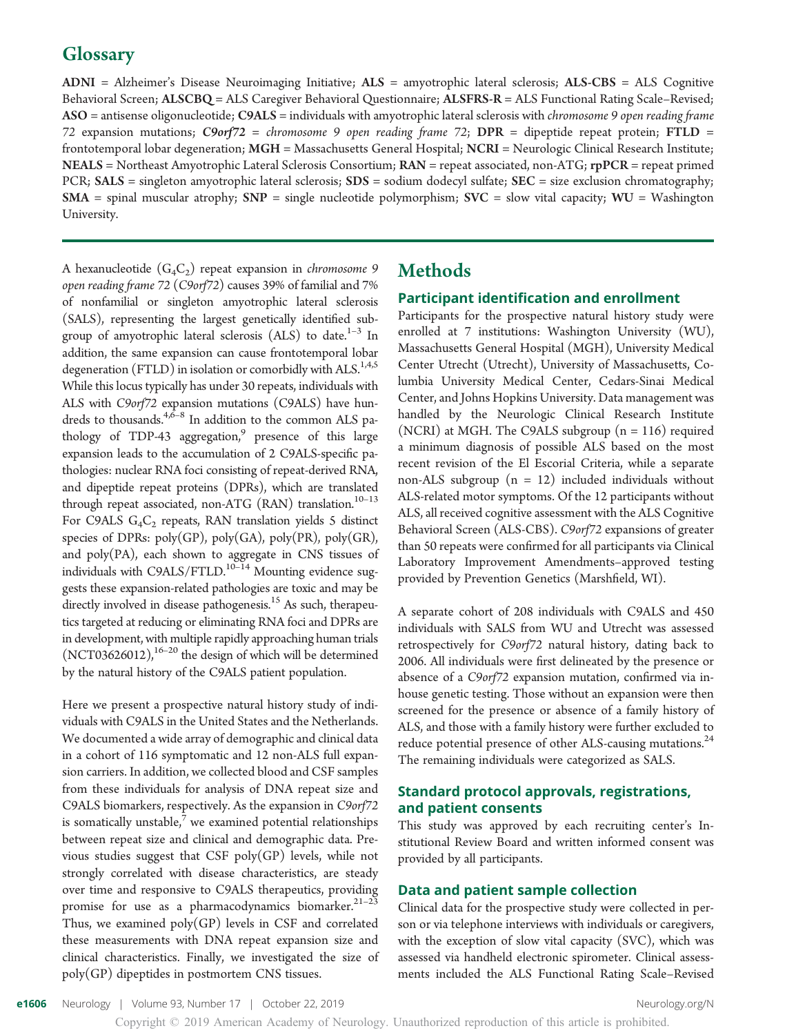## Glossary

**ADNI** = Alzheimer's Disease Neuroimaging Initiative; **ALS** = amyotrophic lateral sclerosis; **ALS-CBS** = ALS Cognitive Behavioral Screen; **ALSCBQ** = ALS Caregiver Behavioral Questionnaire; **ALSFRS-R** = ALS Functional Rating Scale–Revised; **ASO** = antisense oligonucleotide; **C9ALS** = individuals with amyotrophic lateral sclerosis with *chromosome 9 open reading frame 72* expansion mutations; ***C9orf72*** = *chromosome 9 open reading frame 72*; **DPR** = dipeptide repeat protein; **FTLD** = frontotemporal lobar degeneration; **MGH** = Massachusetts General Hospital; **NCRI** = Neurologic Clinical Research Institute; **NEALS** = Northeast Amyotrophic Lateral Sclerosis Consortium; **RAN** = repeat associated, non-ATG; **rpPCR** = repeat primed PCR; **SALS** = singleton amyotrophic lateral sclerosis; **SDS** = sodium dodecyl sulfate; **SEC** = size exclusion chromatography; **SMA** = spinal muscular atrophy; **SNP** = single nucleotide polymorphism; **SVC** = slow vital capacity; **WU** = Washington University.

A hexanucleotide ($G_4C_2$) repeat expansion in *chromosome 9 open reading frame 72* (*C9orf72*) causes 39% of familial and 7% of nonfamilial or singleton amyotrophic lateral sclerosis (SALS), representing the largest genetically identified subgroup of amyotrophic lateral sclerosis (ALS) to date.[1–3] In addition, the same expansion can cause frontotemporal lobar degeneration (FTLD) in isolation or comorbidly with ALS.[1,4,5] While this locus typically has under 30 repeats, individuals with ALS with *C9orf72* expansion mutations (C9ALS) have hundreds to thousands.[4,6–8] In addition to the common ALS pathology of TDP-43 aggregation,[9] presence of this large expansion leads to the accumulation of 2 C9ALS-specific pathologies: nuclear RNA foci consisting of repeat-derived RNA, and dipeptide repeat proteins (DPRs), which are translated through repeat associated, non-ATG (RAN) translation.[10–13] For C9ALS $G_4C_2$ repeats, RAN translation yields 5 distinct species of DPRs: poly(GP), poly(GA), poly(PR), poly(GR), and poly(PA), each shown to aggregate in CNS tissues of individuals with C9ALS/FTLD.[10–14] Mounting evidence suggests these expansion-related pathologies are toxic and may be directly involved in disease pathogenesis.[15] As such, therapeutics targeted at reducing or eliminating RNA foci and DPRs are in development, with multiple rapidly approaching human trials (NCT03626012),[16–20] the design of which will be determined by the natural history of the C9ALS patient population.

Here we present a prospective natural history study of individuals with C9ALS in the United States and the Netherlands. We documented a wide array of demographic and clinical data in a cohort of 116 symptomatic and 12 non-ALS full expansion carriers. In addition, we collected blood and CSF samples from these individuals for analysis of DNA repeat size and C9ALS biomarkers, respectively. As the expansion in *C9orf72* is somatically unstable,[7] we examined potential relationships between repeat size and clinical and demographic data. Previous studies suggest that CSF poly(GP) levels, while not strongly correlated with disease characteristics, are steady over time and responsive to C9ALS therapeutics, providing promise for use as a pharmacodynamics biomarker.[21–23] Thus, we examined poly(GP) levels in CSF and correlated these measurements with DNA repeat expansion size and clinical characteristics. Finally, we investigated the size of poly(GP) dipeptides in postmortem CNS tissues.

# Methods

## Participant identification and enrollment

Participants for the prospective natural history study were enrolled at 7 institutions: Washington University (WU), Massachusetts General Hospital (MGH), University Medical Center Utrecht (Utrecht), University of Massachusetts, Columbia University Medical Center, Cedars-Sinai Medical Center, and Johns Hopkins University. Data management was handled by the Neurologic Clinical Research Institute (NCRI) at MGH. The C9ALS subgroup (n = 116) required a minimum diagnosis of possible ALS based on the most recent revision of the El Escorial Criteria, while a separate non-ALS subgroup (n = 12) included individuals without ALS-related motor symptoms. Of the 12 participants without ALS, all received cognitive assessment with the ALS Cognitive Behavioral Screen (ALS-CBS). *C9orf72* expansions of greater than 50 repeats were confirmed for all participants via Clinical Laboratory Improvement Amendments–approved testing provided by Prevention Genetics (Marshfield, WI).

A separate cohort of 208 individuals with C9ALS and 450 individuals with SALS from WU and Utrecht was assessed retrospectively for *C9orf72* natural history, dating back to 2006. All individuals were first delineated by the presence or absence of a *C9orf72* expansion mutation, confirmed via in-house genetic testing. Those without an expansion were then screened for the presence or absence of a family history of ALS, and those with a family history were further excluded to reduce potential presence of other ALS-causing mutations.[24] The remaining individuals were categorized as SALS.

## Standard protocol approvals, registrations, and patient consents

This study was approved by each recruiting center's Institutional Review Board and written informed consent was provided by all participants.

## Data and patient sample collection

Clinical data for the prospective study were collected in person or via telephone interviews with individuals or caregivers, with the exception of slow vital capacity (SVC), which was assessed via handheld electronic spirometer. Clinical assessments included the ALS Functional Rating Scale–Revised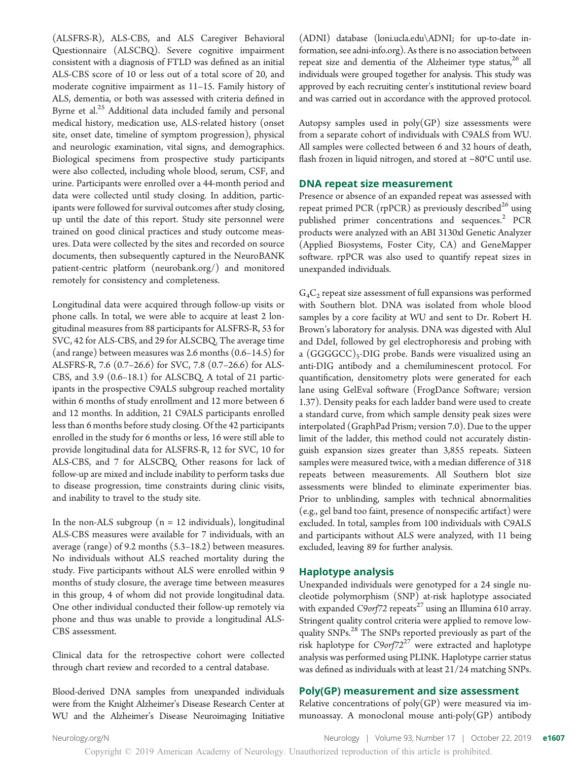(ALSFRS-R), ALS-CBS, and ALS Caregiver Behavioral Questionnaire (ALSCBQ). Severe cognitive impairment consistent with a diagnosis of FTLD was defined as an initial ALS-CBS score of 10 or less out of a total score of 20, and moderate cognitive impairment as 11–15. Family history of ALS, dementia, or both was assessed with criteria defined in Byrne et al.[25] Additional data included family and personal medical history, medication use, ALS-related history (onset site, onset date, timeline of symptom progression), physical and neurologic examination, vital signs, and demographics. Biological specimens from prospective study participants were also collected, including whole blood, serum, CSF, and urine. Participants were enrolled over a 44-month period and data were collected until study closing. In addition, participants were followed for survival outcomes after study closing, up until the date of this report. Study site personnel were trained on good clinical practices and study outcome measures. Data were collected by the sites and recorded on source documents, then subsequently captured in the NeuroBANK patient-centric platform (neurobank.org/) and monitored remotely for consistency and completeness.

Longitudinal data were acquired through follow-up visits or phone calls. In total, we were able to acquire at least 2 longitudinal measures from 88 participants for ALSFRS-R, 53 for SVC, 42 for ALS-CBS, and 29 for ALSCBQ. The average time (and range) between measures was 2.6 months (0.6–14.5) for ALSFRS-R, 7.6 (0.7–26.6) for SVC, 7.8 (0.7–26.6) for ALS-CBS, and 3.9 (0.6–18.1) for ALSCBQ. A total of 21 participants in the prospective C9ALS subgroup reached mortality within 6 months of study enrollment and 12 more between 6 and 12 months. In addition, 21 C9ALS participants enrolled less than 6 months before study closing. Of the 42 participants enrolled in the study for 6 months or less, 16 were still able to provide longitudinal data for ALSFRS-R, 12 for SVC, 10 for ALS-CBS, and 7 for ALSCBQ. Other reasons for lack of follow-up are mixed and include inability to perform tasks due to disease progression, time constraints during clinic visits, and inability to travel to the study site.

In the non-ALS subgroup (n = 12 individuals), longitudinal ALS-CBS measures were available for 7 individuals, with an average (range) of 9.2 months (5.3–18.2) between measures. No individuals without ALS reached mortality during the study. Five participants without ALS were enrolled within 9 months of study closure, the average time between measures in this group, 4 of whom did not provide longitudinal data. One other individual conducted their follow-up remotely via phone and thus was unable to provide a longitudinal ALS-CBS assessment.

Clinical data for the retrospective cohort were collected through chart review and recorded to a central database.

Blood-derived DNA samples from unexpanded individuals were from the Knight Alzheimer's Disease Research Center at WU and the Alzheimer's Disease Neuroimaging Initiative (ADNI) database (loni.ucla.edu\ADNI; for up-to-date information, see adni-info.org). As there is no association between repeat size and dementia of the Alzheimer type status,[26] all individuals were grouped together for analysis. This study was approved by each recruiting center's institutional review board and was carried out in accordance with the approved protocol.

Autopsy samples used in poly(GP) size assessments were from a separate cohort of individuals with C9ALS from WU. All samples were collected between 6 and 32 hours of death, flash frozen in liquid nitrogen, and stored at −80°C until use.

## DNA repeat size measurement

Presence or absence of an expanded repeat was assessed with repeat primed PCR (rpPCR) as previously described[26] using published primer concentrations and sequences.[2] PCR products were analyzed with an ABI 3130xl Genetic Analyzer (Applied Biosystems, Foster City, CA) and GeneMapper software. rpPCR was also used to quantify repeat sizes in unexpanded individuals.

$G_4C_2$ repeat size assessment of full expansions was performed with Southern blot. DNA was isolated from whole blood samples by a core facility at WU and sent to Dr. Robert H. Brown's laboratory for analysis. DNA was digested with AluI and DdeI, followed by gel electrophoresis and probing with a $(GGGGCC)_5$-DIG probe. Bands were visualized using an anti-DIG antibody and a chemiluminescent protocol. For quantification, densitometry plots were generated for each lane using GelEval software (FrogDance Software; version 1.37). Density peaks for each ladder band were used to create a standard curve, from which sample density peak sizes were interpolated (GraphPad Prism; version 7.0). Due to the upper limit of the ladder, this method could not accurately distinguish expansion sizes greater than 3,855 repeats. Sixteen samples were measured twice, with a median difference of 318 repeats between measurements. All Southern blot size assessments were blinded to eliminate experimenter bias. Prior to unblinding, samples with technical abnormalities (e.g., gel band too faint, presence of nonspecific artifact) were excluded. In total, samples from 100 individuals with C9ALS and participants without ALS were analyzed, with 11 being excluded, leaving 89 for further analysis.

## Haplotype analysis

Unexpanded individuals were genotyped for a 24 single nucleotide polymorphism (SNP) at-risk haplotype associated with expanded *C9orf72* repeats[27] using an Illumina 610 array. Stringent quality control criteria were applied to remove low-quality SNPs.[28] The SNPs reported previously as part of the risk haplotype for *C9orf72*[27] were extracted and haplotype analysis was performed using PLINK. Haplotype carrier status was defined as individuals with at least 21/24 matching SNPs.

## Poly(GP) measurement and size assessment

Relative concentrations of poly(GP) were measured via immunoassay. A monoclonal mouse anti-poly(GP) antibody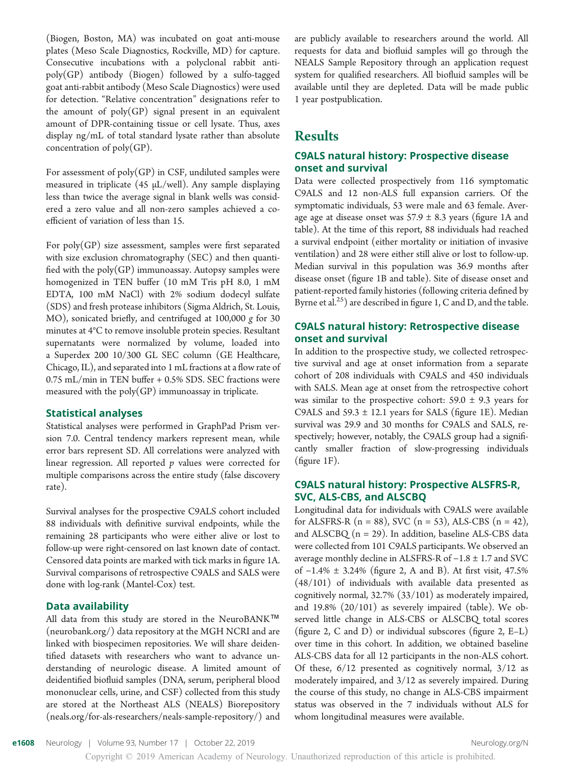(Biogen, Boston, MA) was incubated on goat anti-mouse plates (Meso Scale Diagnostics, Rockville, MD) for capture. Consecutive incubations with a polyclonal rabbit anti-poly(GP) antibody (Biogen) followed by a sulfo-tagged goat anti-rabbit antibody (Meso Scale Diagnostics) were used for detection. "Relative concentration" designations refer to the amount of poly(GP) signal present in an equivalent amount of DPR-containing tissue or cell lysate. Thus, axes display ng/mL of total standard lysate rather than absolute concentration of poly(GP).

For assessment of poly(GP) in CSF, undiluted samples were measured in triplicate (45 μL/well). Any sample displaying less than twice the average signal in blank wells was considered a zero value and all non-zero samples achieved a coefficient of variation of less than 15.

For poly(GP) size assessment, samples were first separated with size exclusion chromatography (SEC) and then quantified with the poly(GP) immunoassay. Autopsy samples were homogenized in TEN buffer (10 mM Tris pH 8.0, 1 mM EDTA, 100 mM NaCl) with 2% sodium dodecyl sulfate (SDS) and fresh protease inhibitors (Sigma Aldrich, St. Louis, MO), sonicated briefly, and centrifuged at 100,000 *g* for 30 minutes at 4°C to remove insoluble protein species. Resultant supernatants were normalized by volume, loaded into a Superdex 200 10/300 GL SEC column (GE Healthcare, Chicago, IL), and separated into 1 mL fractions at a flow rate of 0.75 mL/min in TEN buffer + 0.5% SDS. SEC fractions were measured with the poly(GP) immunoassay in triplicate.

### Statistical analyses

Statistical analyses were performed in GraphPad Prism version 7.0. Central tendency markers represent mean, while error bars represent SD. All correlations were analyzed with linear regression. All reported $p$ values were corrected for multiple comparisons across the entire study (false discovery rate).

Survival analyses for the prospective C9ALS cohort included 88 individuals with definitive survival endpoints, while the remaining 28 participants who were either alive or lost to follow-up were right-censored on last known date of contact. Censored data points are marked with tick marks in figure 1A. Survival comparisons of retrospective C9ALS and SALS were done with log-rank (Mantel-Cox) test.

### Data availability

All data from this study are stored in the NeuroBANK™ (neurobank.org/) data repository at the MGH NCRI and are linked with biospecimen repositories. We will share deidentified datasets with researchers who want to advance understanding of neurologic disease. A limited amount of deidentified biofluid samples (DNA, serum, peripheral blood mononuclear cells, urine, and CSF) collected from this study are stored at the Northeast ALS (NEALS) Biorepository (neals.org/for-als-researchers/neals-sample-repository/) and are publicly available to researchers around the world. All requests for data and biofluid samples will go through the NEALS Sample Repository through an application request system for qualified researchers. All biofluid samples will be available until they are depleted. Data will be made public 1 year postpublication.

## Results

### C9ALS natural history: Prospective disease onset and survival

Data were collected prospectively from 116 symptomatic C9ALS and 12 non-ALS full expansion carriers. Of the symptomatic individuals, 53 were male and 63 female. Average age at disease onset was 57.9 ± 8.3 years (figure 1A and table). At the time of this report, 88 individuals had reached a survival endpoint (either mortality or initiation of invasive ventilation) and 28 were either still alive or lost to follow-up. Median survival in this population was 36.9 months after disease onset (figure 1B and table). Site of disease onset and patient-reported family histories (following criteria defined by Byrne et al.[25]) are described in figure 1, C and D, and the table.

### C9ALS natural history: Retrospective disease onset and survival

In addition to the prospective study, we collected retrospective survival and age at onset information from a separate cohort of 208 individuals with C9ALS and 450 individuals with SALS. Mean age at onset from the retrospective cohort was similar to the prospective cohort: 59.0 ± 9.3 years for C9ALS and 59.3 ± 12.1 years for SALS (figure 1E). Median survival was 29.9 and 30 months for C9ALS and SALS, respectively; however, notably, the C9ALS group had a significantly smaller fraction of slow-progressing individuals (figure 1F).

### C9ALS natural history: Prospective ALSFRS-R, SVC, ALS-CBS, and ALSCBQ

Longitudinal data for individuals with C9ALS were available for ALSFRS-R (n = 88), SVC (n = 53), ALS-CBS (n = 42), and ALSCBQ (n = 29). In addition, baseline ALS-CBS data were collected from 101 C9ALS participants. We observed an average monthly decline in ALSFRS-R of −1.8 ± 1.7 and SVC of −1.4% ± 3.24% (figure 2, A and B). At first visit, 47.5% (48/101) of individuals with available data presented as cognitively normal, 32.7% (33/101) as moderately impaired, and 19.8% (20/101) as severely impaired (table). We observed little change in ALS-CBS or ALSCBQ total scores (figure 2, C and D) or individual subscores (figure 2, E–L) over time in this cohort. In addition, we obtained baseline ALS-CBS data for all 12 participants in the non-ALS cohort. Of these, 6/12 presented as cognitively normal, 3/12 as moderately impaired, and 3/12 as severely impaired. During the course of this study, no change in ALS-CBS impairment status was observed in the 7 individuals without ALS for whom longitudinal measures were available.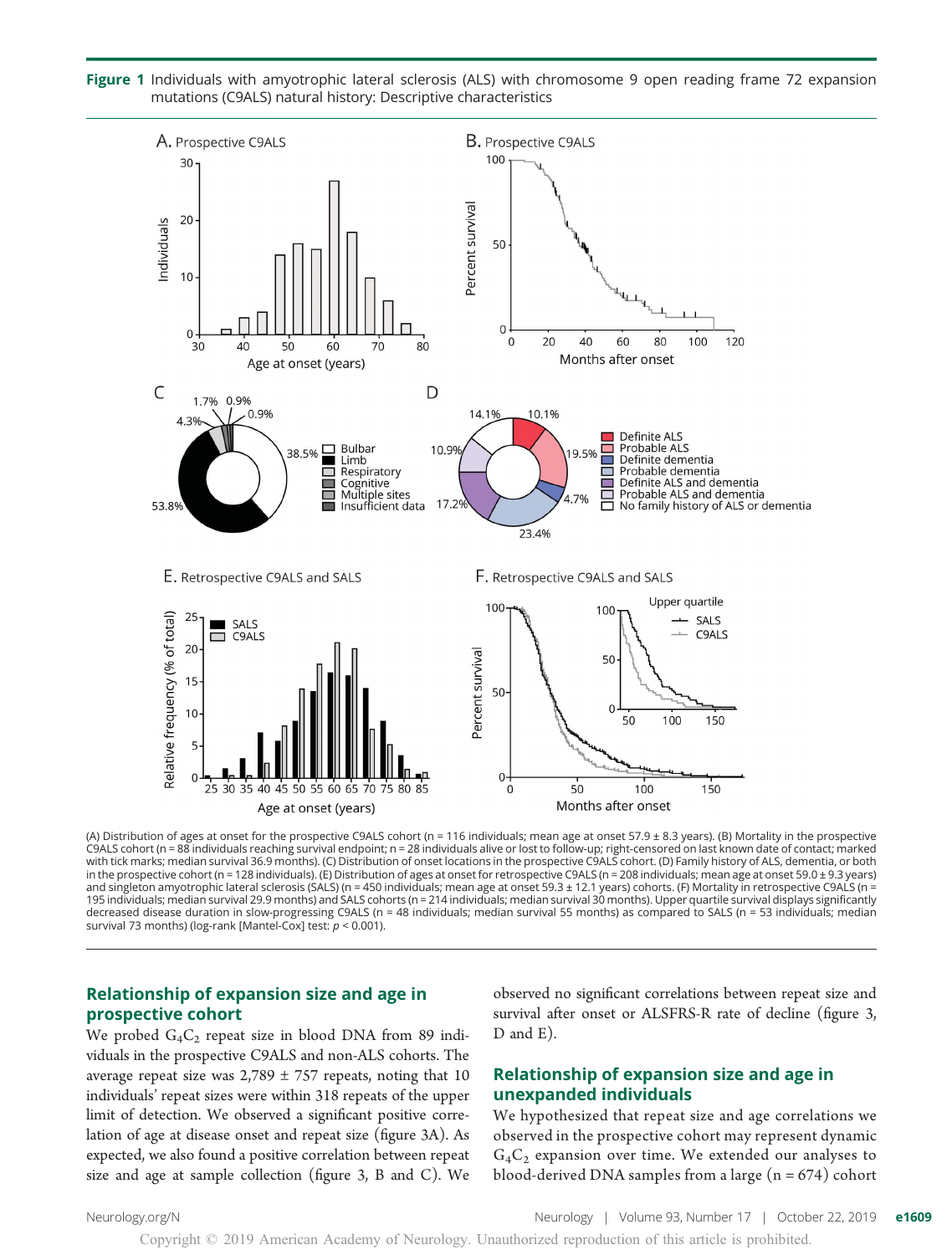**Figure 1** Individuals with amyotrophic lateral sclerosis (ALS) with chromosome 9 open reading frame 72 expansion mutations (C9ALS) natural history: Descriptive characteristics

(A) Distribution of ages at onset for the prospective C9ALS cohort (n = 116 individuals; mean age at onset 57.9 ± 8.3 years). (B) Mortality in the prospective C9ALS cohort (n = 88 individuals reaching survival endpoint; n = 28 individuals alive or lost to follow-up; right-censored on last known date of contact; marked with tick marks; median survival 36.9 months). (C) Distribution of onset locations in the prospective C9ALS cohort. (D) Family history of ALS, dementia, or both in the prospective cohort (n = 128 individuals). (E) Distribution of ages at onset for retrospective C9ALS (n = 208 individuals; mean age at onset 59.0 ± 9.3 years) and singleton amyotrophic lateral sclerosis (SALS) (n = 450 individuals; mean age at onset 59.3 ± 12.1 years) cohorts. (F) Mortality in retrospective C9ALS (n = 195 individuals; median survival 29.9 months) and SALS cohorts (n = 214 individuals; median survival 30 months). Upper quartile survival displays significantly decreased disease duration in slow-progressing C9ALS (n = 48 individuals; median survival 55 months) as compared to SALS (n = 53 individuals; median survival 73 months) (log-rank [Mantel-Cox] test: $p < 0.001$).

## Relationship of expansion size and age in prospective cohort

We probed $G_4C_2$ repeat size in blood DNA from 89 individuals in the prospective C9ALS and non-ALS cohorts. The average repeat size was 2,789 ± 757 repeats, noting that 10 individuals' repeat sizes were within 318 repeats of the upper limit of detection. We observed a significant positive correlation of age at disease onset and repeat size (figure 3A). As expected, we also found a positive correlation between repeat size and age at sample collection (figure 3, B and C). We observed no significant correlations between repeat size and survival after onset or ALSFRS-R rate of decline (figure 3, D and E).

## Relationship of expansion size and age in unexpanded individuals

We hypothesized that repeat size and age correlations we observed in the prospective cohort may represent dynamic $G_4C_2$ expansion over time. We extended our analyses to blood-derived DNA samples from a large (n = 674) cohort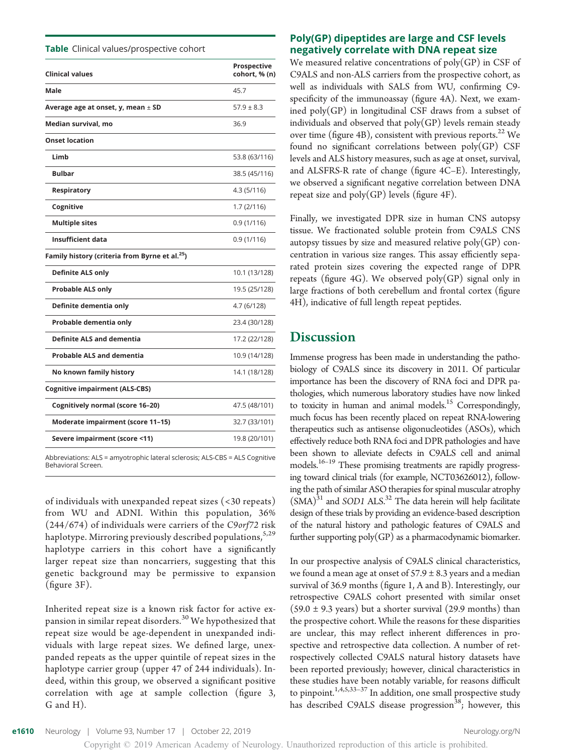**Table** Clinical values/prospective cohort

| Clinical values | Prospective cohort, % (n) |
| --- | --- |
| **Male** | 45.7 |
| **Average age at onset, y, mean ± SD** | 57.9 ± 8.3 |
| **Median survival, mo** | 36.9 |
| **Onset location** | |
| **Limb** | 53.8 (63/116) |
| **Bulbar** | 38.5 (45/116) |
| **Respiratory** | 4.3 (5/116) |
| **Cognitive** | 1.7 (2/116) |
| **Multiple sites** | 0.9 (1/116) |
| **Insufficient data** | 0.9 (1/116) |
| **Family history (criteria from Byrne et al.[25])** | |
| **Definite ALS only** | 10.1 (13/128) |
| **Probable ALS only** | 19.5 (25/128) |
| **Definite dementia only** | 4.7 (6/128) |
| **Probable dementia only** | 23.4 (30/128) |
| **Definite ALS and dementia** | 17.2 (22/128) |
| **Probable ALS and dementia** | 10.9 (14/128) |
| **No known family history** | 14.1 (18/128) |
| **Cognitive impairment (ALS-CBS)** | |
| **Cognitively normal (score 16–20)** | 47.5 (48/101) |
| **Moderate impairment (score 11–15)** | 32.7 (33/101) |
| **Severe impairment (score <11)** | 19.8 (20/101) |

Abbreviations: ALS = amyotrophic lateral sclerosis; ALS-CBS = ALS Cognitive Behavioral Screen.

of individuals with unexpanded repeat sizes (<30 repeats) from WU and ADNI. Within this population, 36% (244/674) of individuals were carriers of the *C9orf72* risk haplotype. Mirroring previously described populations,[5,29] haplotype carriers in this cohort have a significantly larger repeat size than noncarriers, suggesting that this genetic background may be permissive to expansion (figure 3F).

Inherited repeat size is a known risk factor for active expansion in similar repeat disorders.[30] We hypothesized that repeat size would be age-dependent in unexpanded individuals with large repeat sizes. We defined large, unexpanded repeats as the upper quintile of repeat sizes in the haplotype carrier group (upper 47 of 244 individuals). Indeed, within this group, we observed a significant positive correlation with age at sample collection (figure 3, G and H).

### Poly(GP) dipeptides are large and CSF levels negatively correlate with DNA repeat size

We measured relative concentrations of poly(GP) in CSF of C9ALS and non-ALS carriers from the prospective cohort, as well as individuals with SALS from WU, confirming C9-specificity of the immunoassay (figure 4A). Next, we examined poly(GP) in longitudinal CSF draws from a subset of individuals and observed that poly(GP) levels remain steady over time (figure 4B), consistent with previous reports.[22] We found no significant correlations between poly(GP) CSF levels and ALS history measures, such as age at onset, survival, and ALSFRS-R rate of change (figure 4C–E). Interestingly, we observed a significant negative correlation between DNA repeat size and poly(GP) levels (figure 4F).

Finally, we investigated DPR size in human CNS autopsy tissue. We fractionated soluble protein from C9ALS CNS autopsy tissues by size and measured relative poly(GP) concentration in various size ranges. This assay efficiently separated protein sizes covering the expected range of DPR repeats (figure 4G). We observed poly(GP) signal only in large fractions of both cerebellum and frontal cortex (figure 4H), indicative of full length repeat peptides.

## Discussion

Immense progress has been made in understanding the pathobiology of C9ALS since its discovery in 2011. Of particular importance has been the discovery of RNA foci and DPR pathologies, which numerous laboratory studies have now linked to toxicity in human and animal models.[15] Correspondingly, much focus has been recently placed on repeat RNA-lowering therapeutics such as antisense oligonucleotides (ASOs), which effectively reduce both RNA foci and DPR pathologies and have been shown to alleviate defects in C9ALS cell and animal models.[16–19] These promising treatments are rapidly progressing toward clinical trials (for example, NCT03626012), following the path of similar ASO therapies for spinal muscular atrophy (SMA)[31] and *SOD1* ALS.[32] The data herein will help facilitate design of these trials by providing an evidence-based description of the natural history and pathologic features of C9ALS and further supporting poly(GP) as a pharmacodynamic biomarker.

In our prospective analysis of C9ALS clinical characteristics, we found a mean age at onset of 57.9 ± 8.3 years and a median survival of 36.9 months (figure 1, A and B). Interestingly, our retrospective C9ALS cohort presented with similar onset (59.0 ± 9.3 years) but a shorter survival (29.9 months) than the prospective cohort. While the reasons for these disparities are unclear, this may reflect inherent differences in prospective and retrospective data collection. A number of retrospectively collected C9ALS natural history datasets have been reported previously; however, clinical characteristics in these studies have been notably variable, for reasons difficult to pinpoint.[1,4,5,33–37] In addition, one small prospective study has described C9ALS disease progression[38]; however, this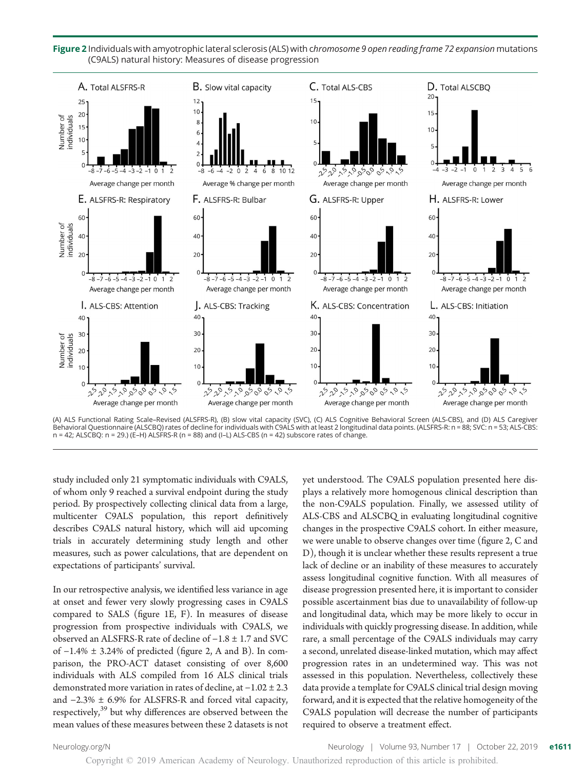**Figure 2** Individuals with amyotrophic lateral sclerosis (ALS) with *chromosome 9 open reading frame 72 expansion* mutations (C9ALS) natural history: Measures of disease progression

(A) ALS Functional Rating Scale–Revised (ALSFRS-R), (B) slow vital capacity (SVC), (C) ALS Cognitive Behavioral Screen (ALS-CBS), and (D) ALS Caregiver Behavioral Questionnaire (ALSCBQ) rates of decline for individuals with C9ALS with at least 2 longitudinal data points. (ALSFRS-R: n = 88; SVC: n = 53; ALS-CBS: n = 42; ALSCBQ: n = 29.) (E–H) ALSFRS-R (n = 88) and (I–L) ALS-CBS (n = 42) subscore rates of change.

study included only 21 symptomatic individuals with C9ALS, of whom only 9 reached a survival endpoint during the study period. By prospectively collecting clinical data from a large, multicenter C9ALS population, this report definitively describes C9ALS natural history, which will aid upcoming trials in accurately determining study length and other measures, such as power calculations, that are dependent on expectations of participants' survival.

In our retrospective analysis, we identified less variance in age at onset and fewer very slowly progressing cases in C9ALS compared to SALS (figure 1E, F). In measures of disease progression from prospective individuals with C9ALS, we observed an ALSFRS-R rate of decline of −1.8 ± 1.7 and SVC of −1.4% ± 3.24% of predicted (figure 2, A and B). In comparison, the PRO-ACT dataset consisting of over 8,600 individuals with ALS compiled from 16 ALS clinical trials demonstrated more variation in rates of decline, at −1.02 ± 2.3 and −2.3% ± 6.9% for ALSFRS-R and forced vital capacity, respectively,[39] but why differences are observed between the mean values of these measures between these 2 datasets is not yet understood. The C9ALS population presented here displays a relatively more homogenous clinical description than the non-C9ALS population. Finally, we assessed utility of ALS-CBS and ALSCBQ in evaluating longitudinal cognitive changes in the prospective C9ALS cohort. In either measure, we were unable to observe changes over time (figure 2, C and D), though it is unclear whether these results represent a true lack of decline or an inability of these measures to accurately assess longitudinal cognitive function. With all measures of disease progression presented here, it is important to consider possible ascertainment bias due to unavailability of follow-up and longitudinal data, which may be more likely to occur in individuals with quickly progressing disease. In addition, while rare, a small percentage of the C9ALS individuals may carry a second, unrelated disease-linked mutation, which may affect progression rates in an undetermined way. This was not assessed in this population. Nevertheless, collectively these data provide a template for C9ALS clinical trial design moving forward, and it is expected that the relative homogeneity of the C9ALS population will decrease the number of participants required to observe a treatment effect.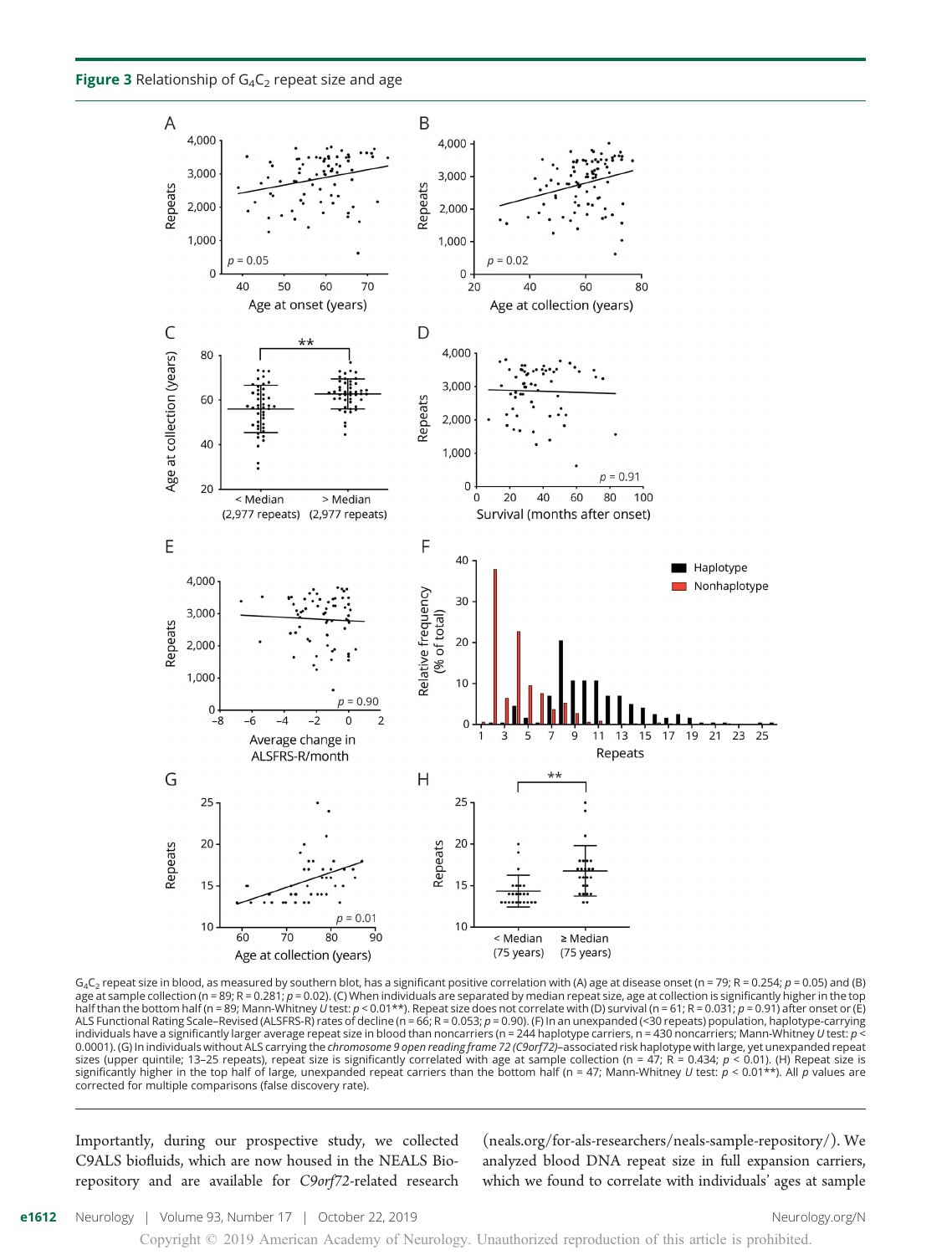**Figure 3** Relationship of $G_4C_2$ repeat size and age

$G_4C_2$ repeat size in blood, as measured by southern blot, has a significant positive correlation with (A) age at disease onset (n = 79; R = 0.254; $p = 0.05$) and (B) age at sample collection (n = 89; R = 0.281; $p = 0.02$). (C) When individuals are separated by median repeat size, age at collection is significantly higher in the top half than the bottom half (n = 89; Mann-Whitney *U* test: $p < 0.01$**). Repeat size does not correlate with (D) survival (n = 61; R = 0.031; $p = 0.91$) after onset or (E) ALS Functional Rating Scale–Revised (ALSFRS-R) rates of decline (n = 66; R = 0.053; $p = 0.90$). (F) In an unexpanded (<30 repeats) population, haplotype-carrying individuals have a significantly larger average repeat size in blood than noncarriers (n = 244 haplotype carriers, n = 430 noncarriers; Mann-Whitney *U* test: $p < 0.0001$). (G) In individuals without ALS carrying the *chromosome 9 open reading frame 72 (C9orf72)*–associated risk haplotype with large, yet unexpanded repeat sizes (upper quintile; 13–25 repeats), repeat size is significantly correlated with age at sample collection (n = 47; R = 0.434; $p < 0.01$). (H) Repeat size is significantly higher in the top half of large, unexpanded repeat carriers than the bottom half (n = 47; Mann-Whitney *U* test: $p < 0.01$**). All *p* values are corrected for multiple comparisons (false discovery rate).

Importantly, during our prospective study, we collected C9ALS biofluids, which are now housed in the NEALS Biorepository and are available for *C9orf72*-related research (neals.org/for-als-researchers/neals-sample-repository/). We analyzed blood DNA repeat size in full expansion carriers, which we found to correlate with individuals' ages at sample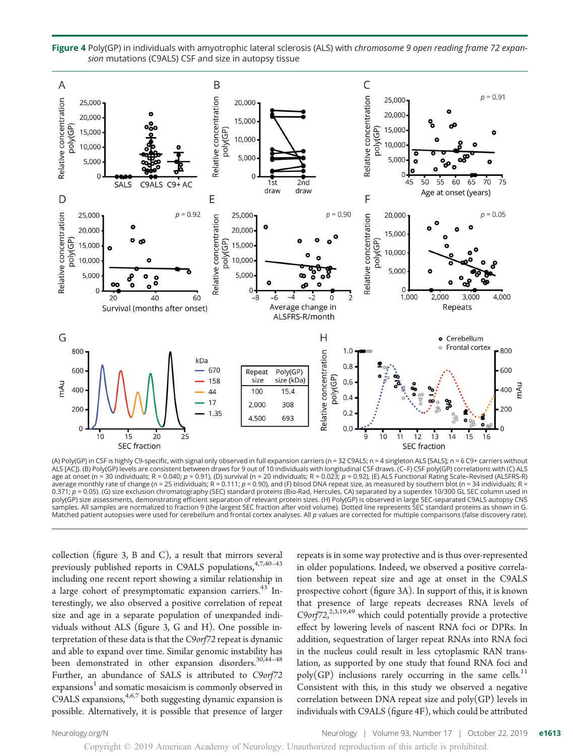**Figure 4** Poly(GP) in individuals with amyotrophic lateral sclerosis (ALS) with *chromosome 9 open reading frame 72 expansion* mutations (C9ALS) CSF and size in autopsy tissue

| Repeat size | Poly(GP) size (kDa) |
| --- | --- |
| 100 | 15.4 |
| 2,000 | 308 |
| 4,500 | 693 |

(A) Poly(GP) in CSF is highly C9-specific, with signal only observed in full expansion carriers (n = 32 C9ALS; n = 4 singleton ALS [SALS]; n = 6 C9+ carriers without ALS [AC]). (B) Poly(GP) levels are consistent between draws for 9 out of 10 individuals with longitudinal CSF draws. (C–F) CSF poly(GP) correlations with (C) ALS age at onset (n = 30 individuals; R = 0.040; $p = 0.91$), (D) survival (n = 20 individuals; R = 0.023; $p = 0.92$), (E) ALS Functional Rating Scale–Revised (ALSFRS-R) average monthly rate of change (n = 25 individuals; R = 0.111; $p = 0.90$), and (F) blood DNA repeat size, as measured by southern blot (n = 34 individuals; R = 0.371; $p = 0.05$). (G) size exclusion chromatography (SEC) standard proteins (Bio-Rad, Hercules, CA) separated by a superdex 10/300 GL SEC column used in poly(GP) size assessments, demonstrating efficient separation of relevant protein sizes. (H) Poly(GP) is observed in large SEC-separated C9ALS autopsy CNS samples. All samples are normalized to fraction 9 (the largest SEC fraction after void volume). Dotted line represents SEC standard proteins as shown in G. Matched patient autopsies were used for cerebellum and frontal cortex analyses. All *p* values are corrected for multiple comparisons (false discovery rate).

collection (figure 3, B and C), a result that mirrors several previously published reports in C9ALS populations,[4,7,40–43] including one recent report showing a similar relationship in a large cohort of presymptomatic expansion carriers.[43] Interestingly, we also observed a positive correlation of repeat size and age in a separate population of unexpanded individuals without ALS (figure 3, G and H). One possible interpretation of these data is that the *C9orf72* repeat is dynamic and able to expand over time. Similar genomic instability has been demonstrated in other expansion disorders.[30,44–48] Further, an abundance of SALS is attributed to *C9orf72* expansions[1] and somatic mosaicism is commonly observed in C9ALS expansions,[4,6,7] both suggesting dynamic expansion is possible. Alternatively, it is possible that presence of larger repeats is in some way protective and is thus over-represented in older populations. Indeed, we observed a positive correlation between repeat size and age at onset in the C9ALS prospective cohort (figure 3A). In support of this, it is known that presence of large repeats decreases RNA levels of *C9orf72*,[2,3,19,49] which could potentially provide a protective effect by lowering levels of nascent RNA foci or DPRs. In addition, sequestration of larger repeat RNAs into RNA foci in the nucleus could result in less cytoplasmic RAN translation, as supported by one study that found RNA foci and poly(GP) inclusions rarely occurring in the same cells.[11] Consistent with this, in this study we observed a negative correlation between DNA repeat size and poly(GP) levels in individuals with C9ALS (figure 4F), which could be attributed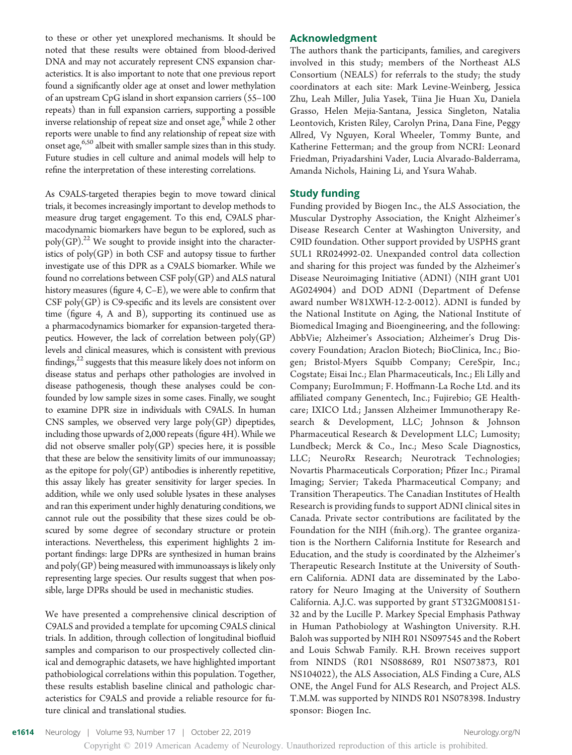to these or other yet unexplored mechanisms. It should be noted that these results were obtained from blood-derived DNA and may not accurately represent CNS expansion characteristics. It is also important to note that one previous report found a significantly older age at onset and lower methylation of an upstream CpG island in short expansion carriers (55–100 repeats) than in full expansion carriers, supporting a possible inverse relationship of repeat size and onset age,[8] while 2 other reports were unable to find any relationship of repeat size with onset age,[6,50] albeit with smaller sample sizes than in this study. Future studies in cell culture and animal models will help to refine the interpretation of these interesting correlations.

As C9ALS-targeted therapies begin to move toward clinical trials, it becomes increasingly important to develop methods to measure drug target engagement. To this end, C9ALS pharmacodynamic biomarkers have begun to be explored, such as poly(GP).[22] We sought to provide insight into the characteristics of poly(GP) in both CSF and autopsy tissue to further investigate use of this DPR as a C9ALS biomarker. While we found no correlations between CSF poly(GP) and ALS natural history measures (figure 4, C–E), we were able to confirm that CSF poly(GP) is C9-specific and its levels are consistent over time (figure 4, A and B), supporting its continued use as a pharmacodynamics biomarker for expansion-targeted therapeutics. However, the lack of correlation between poly(GP) levels and clinical measures, which is consistent with previous findings,[22] suggests that this measure likely does not inform on disease status and perhaps other pathologies are involved in disease pathogenesis, though these analyses could be confounded by low sample sizes in some cases. Finally, we sought to examine DPR size in individuals with C9ALS. In human CNS samples, we observed very large poly(GP) dipeptides, including those upwards of 2,000 repeats (figure 4H). While we did not observe smaller poly(GP) species here, it is possible that these are below the sensitivity limits of our immunoassay; as the epitope for poly(GP) antibodies is inherently repetitive, this assay likely has greater sensitivity for larger species. In addition, while we only used soluble lysates in these analyses and ran this experiment under highly denaturing conditions, we cannot rule out the possibility that these sizes could be obscured by some degree of secondary structure or protein interactions. Nevertheless, this experiment highlights 2 important findings: large DPRs are synthesized in human brains and poly(GP) being measured with immunoassays is likely only representing large species. Our results suggest that when possible, large DPRs should be used in mechanistic studies.

We have presented a comprehensive clinical description of C9ALS and provided a template for upcoming C9ALS clinical trials. In addition, through collection of longitudinal biofluid samples and comparison to our prospectively collected clinical and demographic datasets, we have highlighted important pathobiological correlations within this population. Together, these results establish baseline clinical and pathologic characteristics for C9ALS and provide a reliable resource for future clinical and translational studies.

## Acknowledgment

The authors thank the participants, families, and caregivers involved in this study; members of the Northeast ALS Consortium (NEALS) for referrals to the study; the study coordinators at each site: Mark Levine-Weinberg, Jessica Zhu, Leah Miller, Julia Yasek, Tiina Jie Huan Xu, Daniela Grasso, Helen Mejia-Santana, Jessica Singleton, Natalia Leontovich, Kristen Riley, Carolyn Prina, Dana Fine, Peggy Allred, Vy Nguyen, Koral Wheeler, Tommy Bunte, and Katherine Fetterman; and the group from NCRI: Leonard Friedman, Priyadarshini Vader, Lucia Alvarado-Balderrama, Amanda Nichols, Haining Li, and Ysura Wahab.

## Study funding

Funding provided by Biogen Inc., the ALS Association, the Muscular Dystrophy Association, the Knight Alzheimer's Disease Research Center at Washington University, and C9ID foundation. Other support provided by USPHS grant 5UL1 RR024992-02. Unexpanded control data collection and sharing for this project was funded by the Alzheimer's Disease Neuroimaging Initiative (ADNI) (NIH grant U01 AG024904) and DOD ADNI (Department of Defense award number W81XWH-12-2-0012). ADNI is funded by the National Institute on Aging, the National Institute of Biomedical Imaging and Bioengineering, and the following: AbbVie; Alzheimer's Association; Alzheimer's Drug Discovery Foundation; Araclon Biotech; BioClinica, Inc.; Biogen; Bristol-Myers Squibb Company; CereSpir, Inc.; Cogstate; Eisai Inc.; Elan Pharmaceuticals, Inc.; Eli Lilly and Company; EuroImmun; F. Hoffmann-La Roche Ltd. and its affiliated company Genentech, Inc.; Fujirebio; GE Healthcare; IXICO Ltd.; Janssen Alzheimer Immunotherapy Research & Development, LLC; Johnson & Johnson Pharmaceutical Research & Development LLC; Lumosity; Lundbeck; Merck & Co., Inc.; Meso Scale Diagnostics, LLC; NeuroRx Research; Neurotrack Technologies; Novartis Pharmaceuticals Corporation; Pfizer Inc.; Piramal Imaging; Servier; Takeda Pharmaceutical Company; and Transition Therapeutics. The Canadian Institutes of Health Research is providing funds to support ADNI clinical sites in Canada. Private sector contributions are facilitated by the Foundation for the NIH (fnih.org). The grantee organization is the Northern California Institute for Research and Education, and the study is coordinated by the Alzheimer's Therapeutic Research Institute at the University of Southern California. ADNI data are disseminated by the Laboratory for Neuro Imaging at the University of Southern California. A.J.C. was supported by grant 5T32GM008151-32 and by the Lucille P. Markey Special Emphasis Pathway in Human Pathobiology at Washington University. R.H. Baloh was supported by NIH R01 NS097545 and the Robert and Louis Schwab Family. R.H. Brown receives support from NINDS (R01 NS088689, R01 NS073873, R01 NS104022), the ALS Association, ALS Finding a Cure, ALS ONE, the Angel Fund for ALS Research, and Project ALS. T.M.M. was supported by NINDS R01 NS078398. Industry sponsor: Biogen Inc.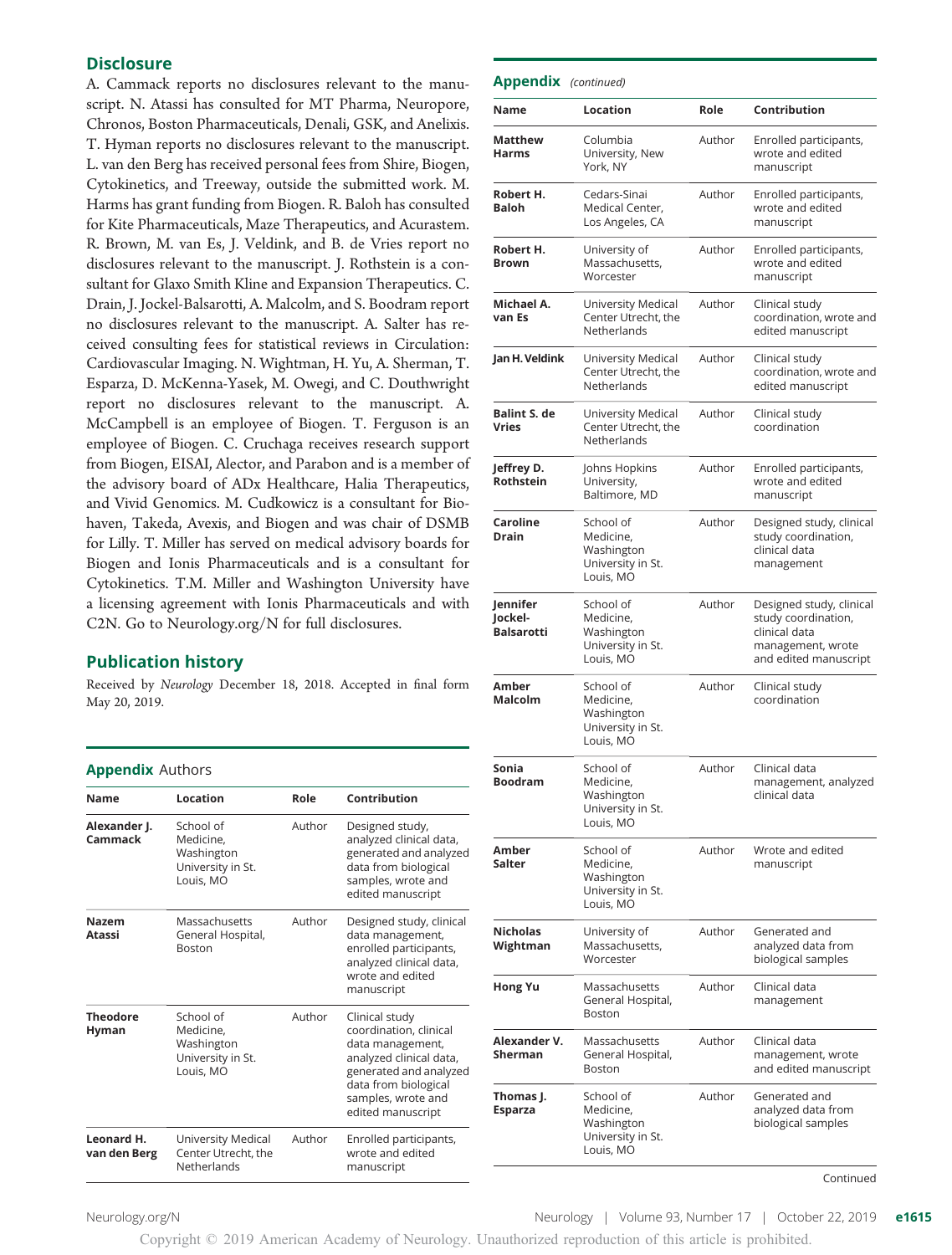## Disclosure

A. Cammack reports no disclosures relevant to the manuscript. N. Atassi has consulted for MT Pharma, Neuropore, Chronos, Boston Pharmaceuticals, Denali, GSK, and Anelixis. T. Hyman reports no disclosures relevant to the manuscript. L. van den Berg has received personal fees from Shire, Biogen, Cytokinetics, and Treeway, outside the submitted work. M. Harms has grant funding from Biogen. R. Baloh has consulted for Kite Pharmaceuticals, Maze Therapeutics, and Acurastem. R. Brown, M. van Es, J. Veldink, and B. de Vries report no disclosures relevant to the manuscript. J. Rothstein is a consultant for Glaxo Smith Kline and Expansion Therapeutics. C. Drain, J. Jockel-Balsarotti, A. Malcolm, and S. Boodram report no disclosures relevant to the manuscript. A. Salter has received consulting fees for statistical reviews in Circulation: Cardiovascular Imaging. N. Wightman, H. Yu, A. Sherman, T. Esparza, D. McKenna-Yasek, M. Owegi, and C. Douthwright report no disclosures relevant to the manuscript. A. McCampbell is an employee of Biogen. T. Ferguson is an employee of Biogen. C. Cruchaga receives research support from Biogen, EISAI, Alector, and Parabon and is a member of the advisory board of ADx Healthcare, Halia Therapeutics, and Vivid Genomics. M. Cudkowicz is a consultant for Biohaven, Takeda, Avexis, and Biogen and was chair of DSMB for Lilly. T. Miller has served on medical advisory boards for Biogen and Ionis Pharmaceuticals and is a consultant for Cytokinetics. T.M. Miller and Washington University have a licensing agreement with Ionis Pharmaceuticals and with C2N. Go to Neurology.org/N for full disclosures.

## Publication history

Received by *Neurology* December 18, 2018. Accepted in final form May 20, 2019.

## Appendix Authors

| Name | Location | Role | Contribution |
|---|---|---|---|
| **Alexander J. Cammack** | School of Medicine, Washington University in St. Louis, MO | Author | Designed study, analyzed clinical data, generated and analyzed data from biological samples, wrote and edited manuscript |
| **Nazem Atassi** | Massachusetts General Hospital, Boston | Author | Designed study, clinical data management, enrolled participants, analyzed clinical data, wrote and edited manuscript |
| **Theodore Hyman** | School of Medicine, Washington University in St. Louis, MO | Author | Clinical study coordination, clinical data management, analyzed clinical data, generated and analyzed data from biological samples, wrote and edited manuscript |
| **Leonard H. van den Berg** | University Medical Center Utrecht, the Netherlands | Author | Enrolled participants, wrote and edited manuscript |
| **Matthew Harms** | Columbia University, New York, NY | Author | Enrolled participants, wrote and edited manuscript |
| **Robert H. Baloh** | Cedars-Sinai Medical Center, Los Angeles, CA | Author | Enrolled participants, wrote and edited manuscript |
| **Robert H. Brown** | University of Massachusetts, Worcester | Author | Enrolled participants, wrote and edited manuscript |
| **Michael A. van Es** | University Medical Center Utrecht, the Netherlands | Author | Clinical study coordination, wrote and edited manuscript |
| **Jan H. Veldink** | University Medical Center Utrecht, the Netherlands | Author | Clinical study coordination, wrote and edited manuscript |
| **Balint S. de Vries** | University Medical Center Utrecht, the Netherlands | Author | Clinical study coordination |
| **Jeffrey D. Rothstein** | Johns Hopkins University, Baltimore, MD | Author | Enrolled participants, wrote and edited manuscript |
| **Caroline Drain** | School of Medicine, Washington University in St. Louis, MO | Author | Designed study, clinical study coordination, clinical data management |
| **Jennifer Jockel-Balsarotti** | School of Medicine, Washington University in St. Louis, MO | Author | Designed study, clinical study coordination, clinical data management, wrote and edited manuscript |
| **Amber Malcolm** | School of Medicine, Washington University in St. Louis, MO | Author | Clinical study coordination |
| **Sonia Boodram** | School of Medicine, Washington University in St. Louis, MO | Author | Clinical data management, analyzed clinical data |
| **Amber Salter** | School of Medicine, Washington University in St. Louis, MO | Author | Wrote and edited manuscript |
| **Nicholas Wightman** | University of Massachusetts, Worcester | Author | Generated and analyzed data from biological samples |
| **Hong Yu** | Massachusetts General Hospital, Boston | Author | Clinical data management |
| **Alexander V. Sherman** | Massachusetts General Hospital, Boston | Author | Clinical data management, wrote and edited manuscript |
| **Thomas J. Esparza** | School of Medicine, Washington University in St. Louis, MO | Author | Generated and analyzed data from biological samples |

Continued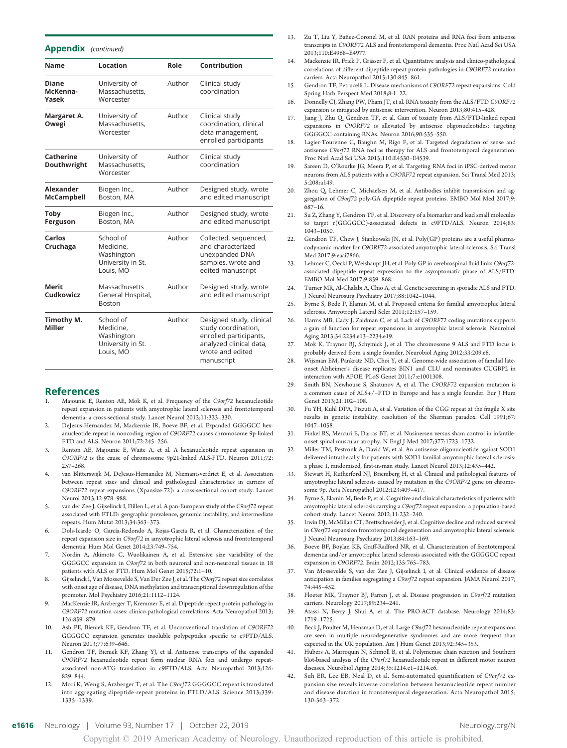## Appendix (continued)

| Name | Location | Role | Contribution |
| --- | --- | --- | --- |
| Diane McKenna-Yasek | University of Massachusetts, Worcester | Author | Clinical study coordination |
| Margaret A. Owegi | University of Massachusetts, Worcester | Author | Clinical study coordination, clinical data management, enrolled participants |
| Catherine Douthwright | University of Massachusetts, Worcester | Author | Clinical study coordination |
| Alexander McCampbell | Biogen Inc., Boston, MA | Author | Designed study, wrote and edited manuscript |
| Toby Ferguson | Biogen Inc., Boston, MA | Author | Designed study, wrote and edited manuscript |
| Carlos Cruchaga | School of Medicine, Washington University in St. Louis, MO | Author | Collected, sequenced, and characterized unexpanded DNA samples, wrote and edited manuscript |
| Merit Cudkowicz | Massachusetts General Hospital, Boston | Author | Designed study, wrote and edited manuscript |
| Timothy M. Miller | School of Medicine, Washington University in St. Louis, MO | Author | Designed study, clinical study coordination, enrolled participants, analyzed clinical data, wrote and edited manuscript |

## References

1. Majounie E, Renton AE, Mok K, et al. Frequency of the *C9orf72* hexanucleotide repeat expansion in patients with amyotrophic lateral sclerosis and frontotemporal dementia: a cross-sectional study. Lancet Neurol 2012;11:323–330.
2. DeJesus-Hernandez M, Mackenzie IR, Boeve BF, et al. Expanded GGGGCC hexanucleotide repeat in noncoding region of *C9ORF72* causes chromosome 9p-linked FTD and ALS. Neuron 2011;72:245–256.
3. Renton AE, Majounie E, Waite A, et al. A hexanucleotide repeat expansion in *C9ORF72* is the cause of chromosome 9p21-linked ALS-FTD. Neuron 2011;72:257–268.
4. van Blitterswijk M, DeJesus-Hernandez M, Niemantsverdriet E, et al. Association between repeat sizes and clinical and pathological characteristics in carriers of *C9ORF72* repeat expansions (Xpansize-72): a cross-sectional cohort study. Lancet Neurol 2013;12:978–988.
5. van der Zee J, Gijselinck I, Dillen L, et al. A pan-European study of the *C9orf72* repeat associated with FTLD: geographic prevalence, genomic instability, and intermediate repeats. Hum Mutat 2013;34:363–373.
6. Dols-Icardo O, García-Redondo A, Rojas-García R, et al. Characterization of the repeat expansion size in *C9orf72* in amyotrophic lateral sclerosis and frontotemporal dementia. Hum Mol Genet 2014;23:749–754.
7. Nordin A, Akimoto C, Wuolikainen A, et al. Extensive size variability of the GGGGCC expansion in *C9orf72* in both neuronal and non-neuronal tissues in 18 patients with ALS or FTD. Hum Mol Genet 2015;72:1–10.
8. Gijselinck I, Van Mossevelde S, Van Der Zee J, et al. The *C9orf72* repeat size correlates with onset age of disease, DNA methylation and transcriptional downregulation of the promoter. Mol Psychiatry 2016;21:1112–1124.
9. MacKenzie IR, Arzberger T, Kremmer E, et al. Dipeptide repeat protein pathology in *C9ORF72* mutation cases: clinico-pathological correlations. Acta Neuropathol 2013;126:859–879.
10. Ash PE, Bieniek KF, Gendron TF, et al. Unconventional translation of *C9ORF72* GGGGCC expansion generates insoluble polypeptides specific to c9FTD/ALS. Neuron 2013;77:639–646.
11. Gendron TF, Bieniek KF, Zhang YJ, et al. Antisense transcripts of the expanded *C9ORF72* hexanucleotide repeat form nuclear RNA foci and undergo repeat-associated non-ATG translation in c9FTD/ALS. Acta Neuropathol 2013;126:829–844.
12. Mori K, Weng S, Arzberger T, et al. The *C9orf72* GGGGCC repeat is translated into aggregating dipeptide-repeat proteins in FTLD/ALS. Science 2013;339:1335–1339.
13. Zu T, Liu Y, Bañez-Coronel M, et al. RAN proteins and RNA foci from antisense transcripts in *C9ORF72* ALS and frontotemporal dementia. Proc Natl Acad Sci USA 2013;110:E4968–E4977.
14. Mackenzie IR, Frick P, Grässer F, et al. Quantitative analysis and clinico-pathological correlations of different dipeptide repeat protein pathologies in *C9ORF72* mutation carriers. Acta Neuropathol 2015;130:845–861.
15. Gendron TF, Petrucelli L. Disease mechanisms of *C9ORF72* repeat expansions. Cold Spring Harb Perspect Med 2018;8:1–22.
16. Donnelly CJ, Zhang PW, Pham JT, et al. RNA toxicity from the ALS/FTD *C9ORF72* expansion is mitigated by antisense intervention. Neuron 2013;80:415–428.
17. Jiang J, Zhu Q, Gendron TF, et al. Gain of toxicity from ALS/FTD-linked repeat expansions in *C9ORF72* is alleviated by antisense oligonucleotides: targeting GGGGCC-containing RNAs. Neuron 2016;90:535–550.
18. Lagier-Tourenne C, Baughn M, Rigo F, et al. Targeted degradation of sense and antisense *C9orf72* RNA foci as therapy for ALS and frontotemporal degeneration. Proc Natl Acad Sci USA 2013;110:E4530–E4539.
19. Sareen D, O'Rourke JG, Meera P, et al. Targeting RNA foci in iPSC-derived motor neurons from ALS patients with a *C9ORF72* repeat expansion. Sci Transl Med 2013;5:208ra149.
20. Zhou Q, Lehmer C, Michaelsen M, et al. Antibodies inhibit transmission and aggregation of *C9orf72* poly-GA dipeptide repeat proteins. EMBO Mol Med 2017;9:687–16.
21. Su Z, Zhang Y, Gendron TF, et al. Discovery of a biomarker and lead small molecules to target r(GGGGCC)-associated defects in c9FTD/ALS. Neuron 2014;83:1043–1050.
22. Gendron TF, Chew J, Stankowski JN, et al. Poly(GP) proteins are a useful pharmacodynamic marker for *C9ORF72*-associated amyotrophic lateral sclerosis. Sci Transl Med 2017;9:eaai7866.
23. Lehmer C, Oeckl P, Weishaupt JH, et al. Poly-GP in cerebrospinal fluid links *C9orf72*-associated dipeptide repeat expression to the asymptomatic phase of ALS/FTD. EMBO Mol Med 2017;9:859–868.
24. Turner MR, Al-Chalabi A, Chio A, et al. Genetic screening in sporadic ALS and FTD. J Neurol Neurosurg Psychiatry 2017;88:1042–1044.
25. Byrne S, Bede P, Elamin M, et al. Proposed criteria for familial amyotrophic lateral sclerosis. Amyotroph Lateral Scler 2011;12:157–159.
26. Harms MB, Cady J, Zaidman C, et al. Lack of *C9ORF72* coding mutations supports a gain of function for repeat expansions in amyotrophic lateral sclerosis. Neurobiol Aging 2013;34:2234.e13–2234.e19.
27. Mok K, Traynor BJ, Schymick J, et al. The chromosome 9 ALS and FTD locus is probably derived from a single founder. Neurobiol Aging 2012;33:209.e8.
28. Wijsman EM, Pankratz ND, Choi Y, et al. Genome-wide association of familial late-onset Alzheimer's disease replicates BIN1 and CLU and nominates CUGBP2 in interaction with APOE. PLoS Genet 2011;7:e1001308.
29. Smith BN, Newhouse S, Shatunov A, et al. The *C9ORF72* expansion mutation is a common cause of ALS+/−FTD in Europe and has a single founder. Eur J Hum Genet 2013;21:102–108.
30. Fu YH, Kuhl DPA, Pizzuti A, et al. Variation of the CGG repeat at the fragile X site results in genetic instability: resolution of the Sherman paradox. Cell 1991;67:1047–1058.
31. Finkel RS, Mercuri E, Darras BT, et al. Nusinersen versus sham control in infantile-onset spinal muscular atrophy. N Engl J Med 2017;377:1723–1732.
32. Miller TM, Pestronk A, David W, et al. An antisense oligonucleotide against SOD1 delivered intrathecally for patients with SOD1 familial amyotrophic lateral sclerosis: a phase 1, randomised, first-in-man study. Lancet Neurol 2013;12:435–442.
33. Stewart H, Rutherford NJ, Briemberg H, et al. Clinical and pathological features of amyotrophic lateral sclerosis caused by mutation in the *C9ORF72* gene on chromosome 9p. Acta Neuropathol 2012;123:409–417.
34. Byrne S, Elamin M, Bede P, et al. Cognitive and clinical characteristics of patients with amyotrophic lateral sclerosis carrying a *C9orf72* repeat expansion: a population-based cohort study. Lancet Neurol 2012;11:232–240.
35. Irwin DJ, McMillan CT, Brettschneider J, et al. Cognitive decline and reduced survival in *C9orf72* expansion frontotemporal degeneration and amyotrophic lateral sclerosis. J Neurol Neurosurg Psychiatry 2013;84:163–169.
36. Boeve BF, Boylan KB, Graff-Radford NR, et al. Characterization of frontotemporal dementia and/or amyotrophic lateral sclerosis associated with the GGGGCC repeat expansion in *C9ORF72*. Brain 2012;135:765–783.
37. Van Mossevelde S, van der Zee J, Gijselinck I, et al. Clinical evidence of disease anticipation in families segregating a *C9orf72* repeat expansion. JAMA Neurol 2017;74:445–452.
38. Floeter MK, Traynor BJ, Farren J, et al. Disease progression in *C9orf72* mutation carriers. Neurology 2017;89:234–241.
39. Atassi N, Berry J, Shui A, et al. The PRO-ACT database. Neurology 2014;83:1719–1725.
40. Beck J, Poulter M, Hensman D, et al. Large *C9orf72* hexanucleotide repeat expansions are seen in multiple neurodegenerative syndromes and are more frequent than expected in the UK population. Am J Hum Genet 2013;92:345–353.
41. Hübers A, Marroquin N, Schmoll B, et al. Polymerase chain reaction and Southern blot-based analysis of the *C9orf72* hexanucleotide repeat in different motor neuron diseases. Neurobiol Aging 2014;35:1214.e1–1214.e6.
42. Suh ER, Lee EB, Neal D, et al. Semi-automated quantification of *C9orf72* expansion size reveals inverse correlation between hexanucleotide repeat number and disease duration in frontotemporal degeneration. Acta Neuropathol 2015;130:363–372.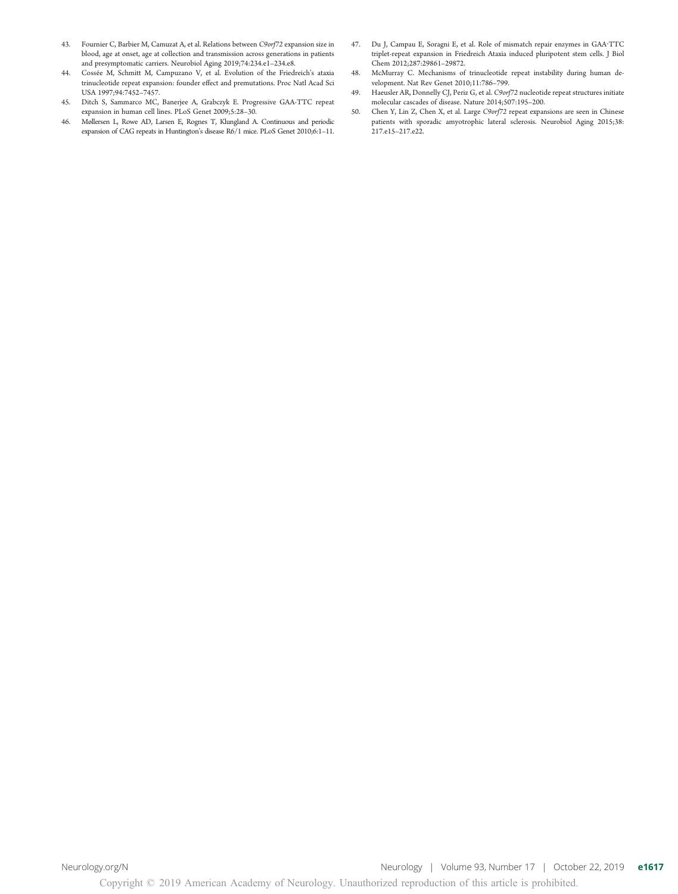43. Fournier C, Barbier M, Camuzat A, et al. Relations between *C9orf72* expansion size in blood, age at onset, age at collection and transmission across generations in patients and presymptomatic carriers. Neurobiol Aging 2019;74:234.e1–234.e8.
44. Cossée M, Schmitt M, Campuzano V, et al. Evolution of the Friedreich's ataxia trinucleotide repeat expansion: founder effect and premutations. Proc Natl Acad Sci USA 1997;94:7452–7457.
45. Ditch S, Sammarco MC, Banerjee A, Grabczyk E. Progressive GAA-TTC repeat expansion in human cell lines. PLoS Genet 2009;5:28–30.
46. Møllersen L, Rowe AD, Larsen E, Rognes T, Klungland A. Continuous and periodic expansion of CAG repeats in Huntington's disease R6/1 mice. PLoS Genet 2010;6:1–11.
47. Du J, Campau E, Soragni E, et al. Role of mismatch repair enzymes in GAA·TTC triplet-repeat expansion in Friedreich Ataxia induced pluripotent stem cells. J Biol Chem 2012;287:29861–29872.
48. McMurray C. Mechanisms of trinucleotide repeat instability during human development. Nat Rev Genet 2010;11:786–799.
49. Haeusler AR, Donnelly CJ, Periz G, et al. *C9orf72* nucleotide repeat structures initiate molecular cascades of disease. Nature 2014;507:195–200.
50. Chen Y, Lin Z, Chen X, et al. Large *C9orf72* repeat expansions are seen in Chinese patients with sporadic amyotrophic lateral sclerosis. Neurobiol Aging 2015;38: 217.e15–217.e22.